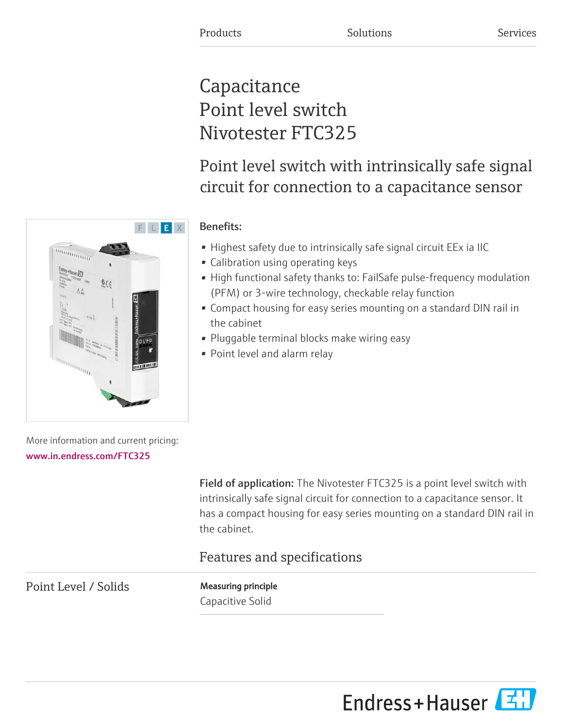Products Solutions Services

# Capacitance Point level switch Nivotester FTC325

## Point level switch with intrinsically safe signal circuit for connection to a capacitance sensor

**Benefits:**

- Highest safety due to intrinsically safe signal circuit EEx ia IIC
- Calibration using operating keys
- High functional safety thanks to: FailSafe pulse-frequency modulation (PFM) or 3-wire technology, checkable relay function
- Compact housing for easy series mounting on a standard DIN rail in the cabinet
- Pluggable terminal blocks make wiring easy
- Point level and alarm relay

More information and current pricing:
www.in.endress.com/FTC325

**Field of application:** The Nivotester FTC325 is a point level switch with intrinsically safe signal circuit for connection to a capacitance sensor. It has a compact housing for easy series mounting on a standard DIN rail in the cabinet.

## Features and specifications

### Point Level / Solids

**Measuring principle**

Capacitive Solid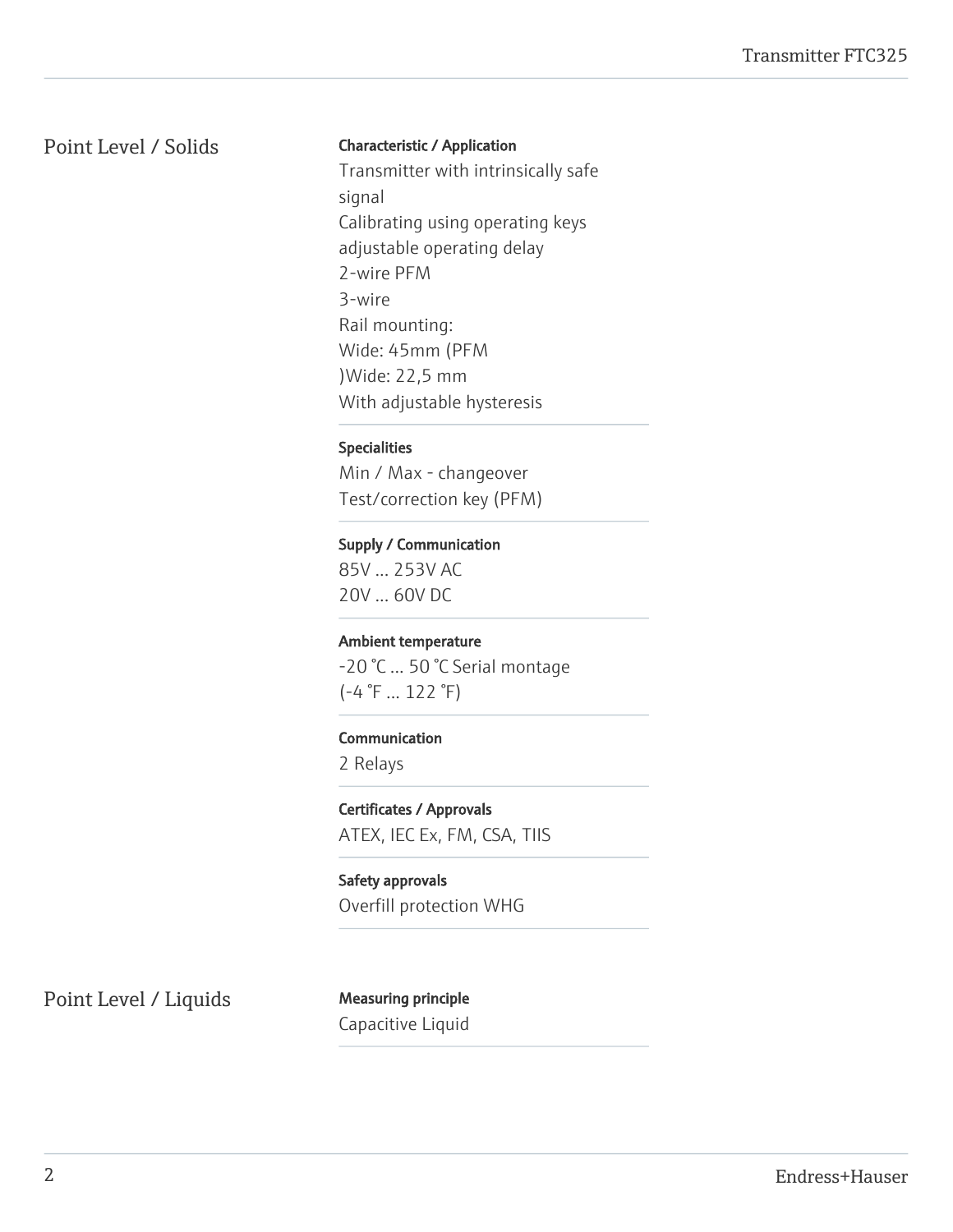## Point Level / Solids

**Characteristic / Application**

Transmitter with intrinsically safe signal
Calibrating using operating keys
adjustable operating delay
2-wire PFM
3-wire
Rail mounting:
Wide: 45mm (PFM
)Wide: 22,5 mm
With adjustable hysteresis

**Specialities**

Min / Max - changeover
Test/correction key (PFM)

**Supply / Communication**

85V ... 253V AC
20V ... 60V DC

**Ambient temperature**

-20 °C ... 50 °C Serial montage
(-4 °F ... 122 °F)

**Communication**

2 Relays

**Certificates / Approvals**

ATEX, IEC Ex, FM, CSA, TIIS

**Safety approvals**

Overfill protection WHG

## Point Level / Liquids

**Measuring principle**

Capacitive Liquid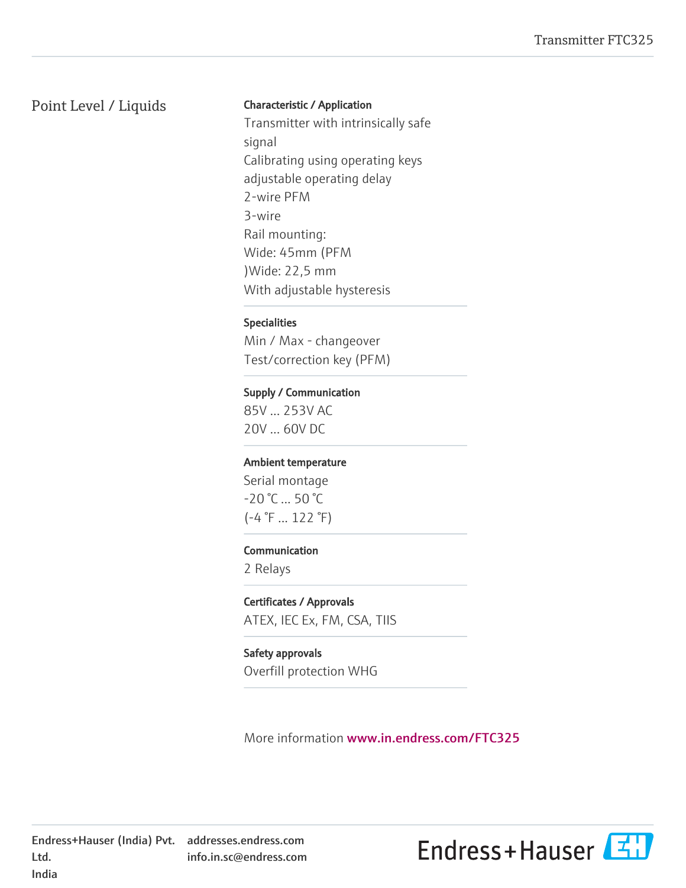## Point Level / Liquids

**Characteristic / Application**

Transmitter with intrinsically safe signal
Calibrating using operating keys
adjustable operating delay
2-wire PFM
3-wire
Rail mounting:
Wide: 45mm (PFM
)Wide: 22,5 mm
With adjustable hysteresis

**Specialities**

Min / Max - changeover
Test/correction key (PFM)

**Supply / Communication**

85V ... 253V AC
20V ... 60V DC

**Ambient temperature**

Serial montage
-20 °C ... 50 °C
(-4 °F ... 122 °F)

**Communication**

2 Relays

**Certificates / Approvals**

ATEX, IEC Ex, FM, CSA, TIIS

**Safety approvals**

Overfill protection WHG

More information www.in.endress.com/FTC325

Endress+Hauser (India) Pvt. Ltd.
India

addresses.endress.com
info.in.sc@endress.com